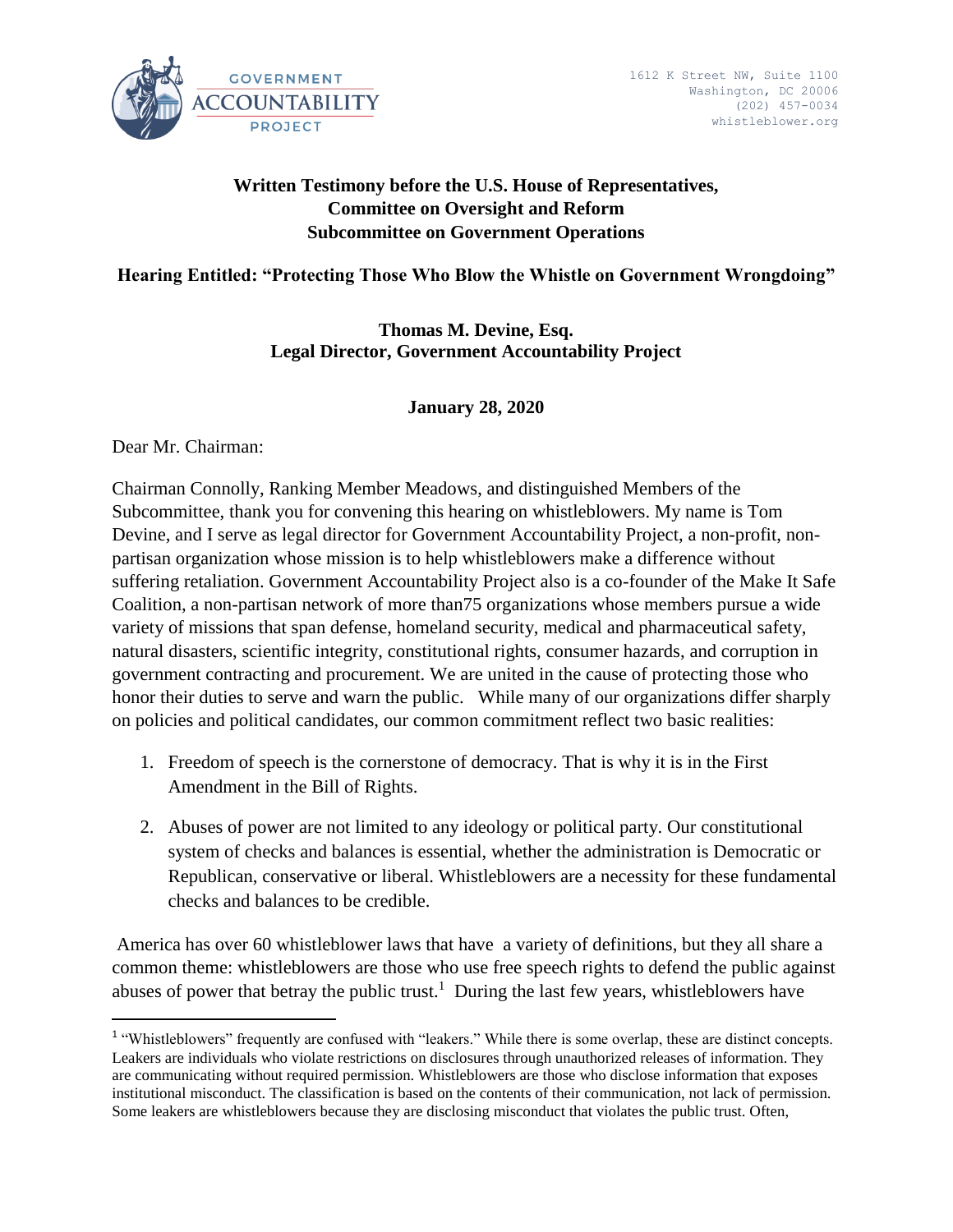GOVERNMENT ACCOUNTABILITY PROJECT

1612 K Street NW, Suite 1100
Washington, DC 20006
(202) 457-0034
whistleblower.org

**Written Testimony before the U.S. House of Representatives,**
**Committee on Oversight and Reform**
**Subcommittee on Government Operations**

**Hearing Entitled: "Protecting Those Who Blow the Whistle on Government Wrongdoing"**

**Thomas M. Devine, Esq.**
**Legal Director, Government Accountability Project**

**January 28, 2020**

Dear Mr. Chairman:

Chairman Connolly, Ranking Member Meadows, and distinguished Members of the Subcommittee, thank you for convening this hearing on whistleblowers. My name is Tom Devine, and I serve as legal director for Government Accountability Project, a non-profit, non-partisan organization whose mission is to help whistleblowers make a difference without suffering retaliation. Government Accountability Project also is a co-founder of the Make It Safe Coalition, a non-partisan network of more than75 organizations whose members pursue a wide variety of missions that span defense, homeland security, medical and pharmaceutical safety, natural disasters, scientific integrity, constitutional rights, consumer hazards, and corruption in government contracting and procurement. We are united in the cause of protecting those who honor their duties to serve and warn the public. While many of our organizations differ sharply on policies and political candidates, our common commitment reflect two basic realities:

1. Freedom of speech is the cornerstone of democracy. That is why it is in the First Amendment in the Bill of Rights.
2. Abuses of power are not limited to any ideology or political party. Our constitutional system of checks and balances is essential, whether the administration is Democratic or Republican, conservative or liberal. Whistleblowers are a necessity for these fundamental checks and balances to be credible.

America has over 60 whistleblower laws that have a variety of definitions, but they all share a common theme: whistleblowers are those who use free speech rights to defend the public against abuses of power that betray the public trust.[1] During the last few years, whistleblowers have

[1] "Whistleblowers" frequently are confused with "leakers." While there is some overlap, these are distinct concepts. Leakers are individuals who violate restrictions on disclosures through unauthorized releases of information. They are communicating without required permission. Whistleblowers are those who disclose information that exposes institutional misconduct. The classification is based on the contents of their communication, not lack of permission. Some leakers are whistleblowers because they are disclosing misconduct that violates the public trust. Often,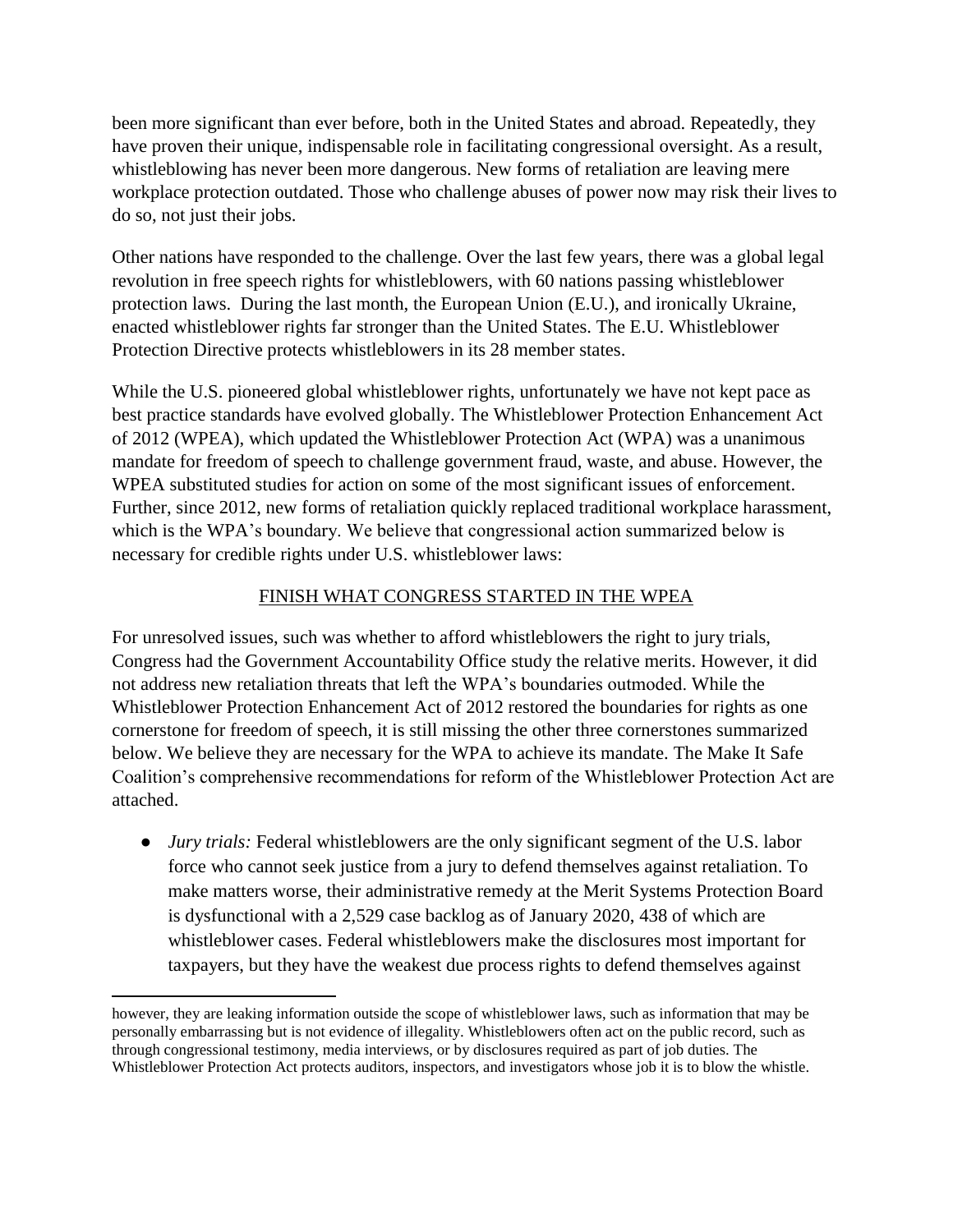been more significant than ever before, both in the United States and abroad. Repeatedly, they have proven their unique, indispensable role in facilitating congressional oversight. As a result, whistleblowing has never been more dangerous. New forms of retaliation are leaving mere workplace protection outdated. Those who challenge abuses of power now may risk their lives to do so, not just their jobs.

Other nations have responded to the challenge. Over the last few years, there was a global legal revolution in free speech rights for whistleblowers, with 60 nations passing whistleblower protection laws. During the last month, the European Union (E.U.), and ironically Ukraine, enacted whistleblower rights far stronger than the United States. The E.U. Whistleblower Protection Directive protects whistleblowers in its 28 member states.

While the U.S. pioneered global whistleblower rights, unfortunately we have not kept pace as best practice standards have evolved globally. The Whistleblower Protection Enhancement Act of 2012 (WPEA), which updated the Whistleblower Protection Act (WPA) was a unanimous mandate for freedom of speech to challenge government fraud, waste, and abuse. However, the WPEA substituted studies for action on some of the most significant issues of enforcement. Further, since 2012, new forms of retaliation quickly replaced traditional workplace harassment, which is the WPA's boundary. We believe that congressional action summarized below is necessary for credible rights under U.S. whistleblower laws:

## FINISH WHAT CONGRESS STARTED IN THE WPEA

For unresolved issues, such was whether to afford whistleblowers the right to jury trials, Congress had the Government Accountability Office study the relative merits. However, it did not address new retaliation threats that left the WPA's boundaries outmoded. While the Whistleblower Protection Enhancement Act of 2012 restored the boundaries for rights as one cornerstone for freedom of speech, it is still missing the other three cornerstones summarized below. We believe they are necessary for the WPA to achieve its mandate. The Make It Safe Coalition's comprehensive recommendations for reform of the Whistleblower Protection Act are attached.

- *Jury trials:* Federal whistleblowers are the only significant segment of the U.S. labor force who cannot seek justice from a jury to defend themselves against retaliation. To make matters worse, their administrative remedy at the Merit Systems Protection Board is dysfunctional with a 2,529 case backlog as of January 2020, 438 of which are whistleblower cases. Federal whistleblowers make the disclosures most important for taxpayers, but they have the weakest due process rights to defend themselves against

---

however, they are leaking information outside the scope of whistleblower laws, such as information that may be personally embarrassing but is not evidence of illegality. Whistleblowers often act on the public record, such as through congressional testimony, media interviews, or by disclosures required as part of job duties. The Whistleblower Protection Act protects auditors, inspectors, and investigators whose job it is to blow the whistle.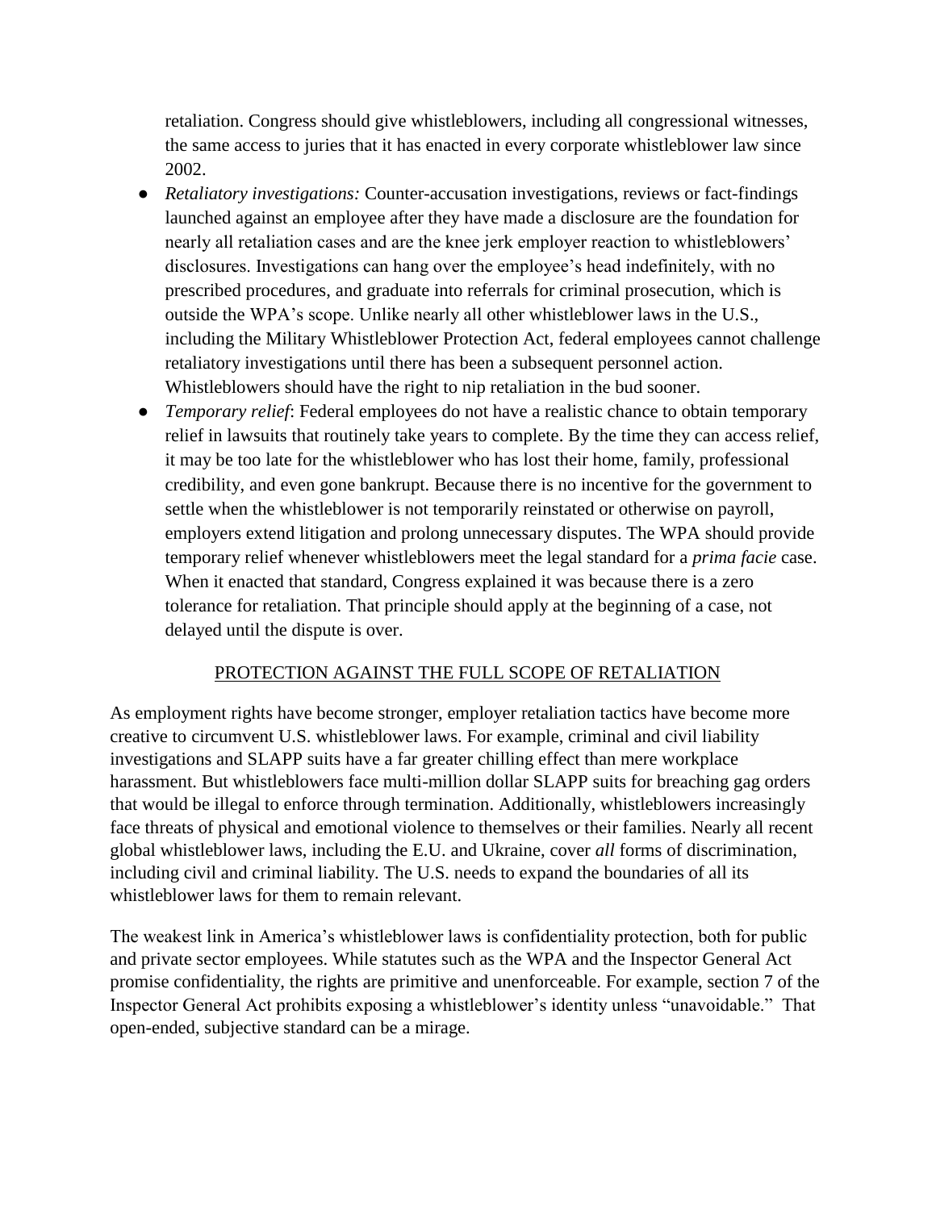retaliation. Congress should give whistleblowers, including all congressional witnesses, the same access to juries that it has enacted in every corporate whistleblower law since 2002.

- *Retaliatory investigations:* Counter-accusation investigations, reviews or fact-findings launched against an employee after they have made a disclosure are the foundation for nearly all retaliation cases and are the knee jerk employer reaction to whistleblowers' disclosures. Investigations can hang over the employee's head indefinitely, with no prescribed procedures, and graduate into referrals for criminal prosecution, which is outside the WPA's scope. Unlike nearly all other whistleblower laws in the U.S., including the Military Whistleblower Protection Act, federal employees cannot challenge retaliatory investigations until there has been a subsequent personnel action. Whistleblowers should have the right to nip retaliation in the bud sooner.
- *Temporary relief*: Federal employees do not have a realistic chance to obtain temporary relief in lawsuits that routinely take years to complete. By the time they can access relief, it may be too late for the whistleblower who has lost their home, family, professional credibility, and even gone bankrupt. Because there is no incentive for the government to settle when the whistleblower is not temporarily reinstated or otherwise on payroll, employers extend litigation and prolong unnecessary disputes. The WPA should provide temporary relief whenever whistleblowers meet the legal standard for a *prima facie* case. When it enacted that standard, Congress explained it was because there is a zero tolerance for retaliation. That principle should apply at the beginning of a case, not delayed until the dispute is over.

## PROTECTION AGAINST THE FULL SCOPE OF RETALIATION

As employment rights have become stronger, employer retaliation tactics have become more creative to circumvent U.S. whistleblower laws. For example, criminal and civil liability investigations and SLAPP suits have a far greater chilling effect than mere workplace harassment. But whistleblowers face multi-million dollar SLAPP suits for breaching gag orders that would be illegal to enforce through termination. Additionally, whistleblowers increasingly face threats of physical and emotional violence to themselves or their families. Nearly all recent global whistleblower laws, including the E.U. and Ukraine, cover *all* forms of discrimination, including civil and criminal liability. The U.S. needs to expand the boundaries of all its whistleblower laws for them to remain relevant.

The weakest link in America's whistleblower laws is confidentiality protection, both for public and private sector employees. While statutes such as the WPA and the Inspector General Act promise confidentiality, the rights are primitive and unenforceable. For example, section 7 of the Inspector General Act prohibits exposing a whistleblower's identity unless "unavoidable." That open-ended, subjective standard can be a mirage.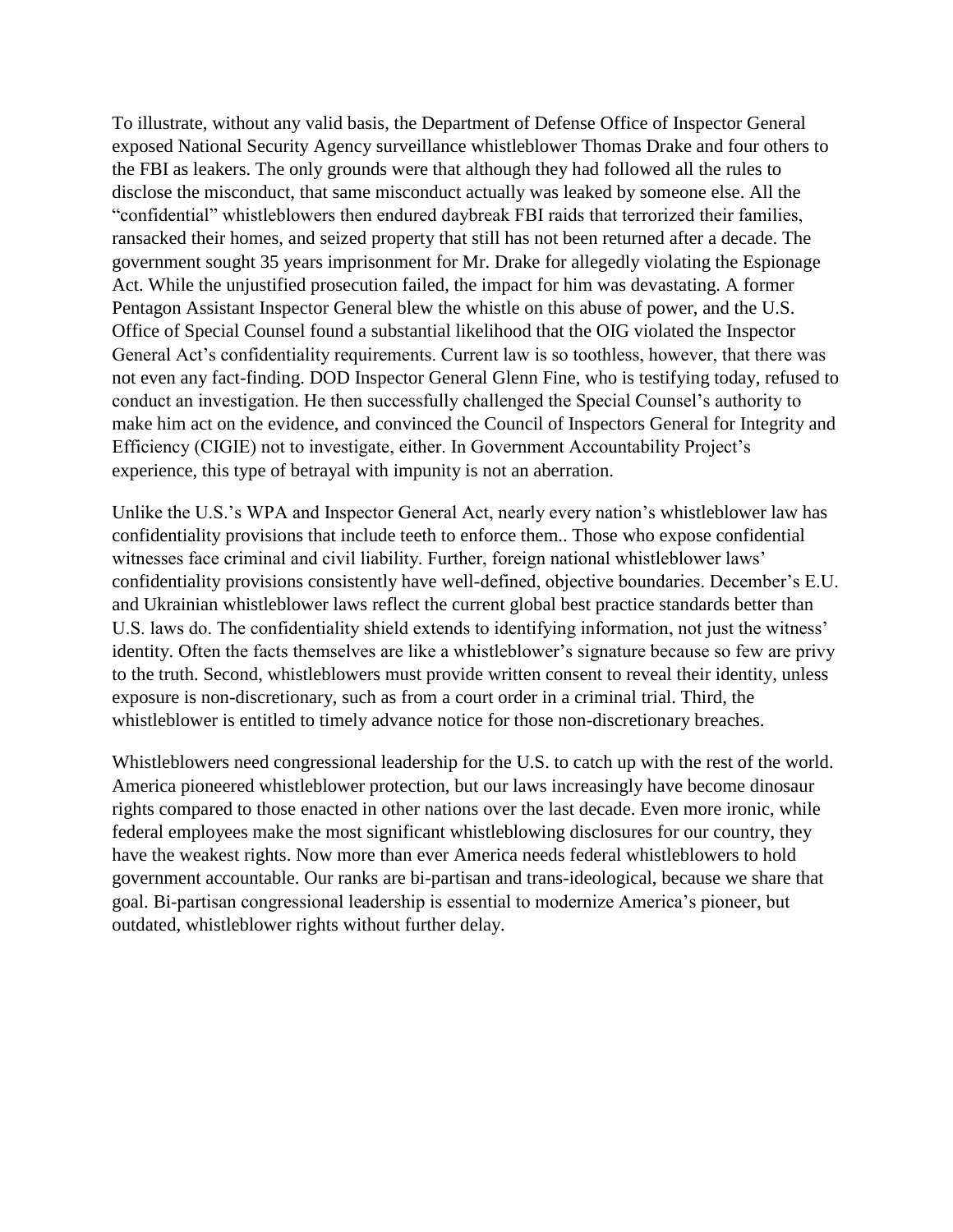To illustrate, without any valid basis, the Department of Defense Office of Inspector General exposed National Security Agency surveillance whistleblower Thomas Drake and four others to the FBI as leakers. The only grounds were that although they had followed all the rules to disclose the misconduct, that same misconduct actually was leaked by someone else. All the "confidential" whistleblowers then endured daybreak FBI raids that terrorized their families, ransacked their homes, and seized property that still has not been returned after a decade. The government sought 35 years imprisonment for Mr. Drake for allegedly violating the Espionage Act. While the unjustified prosecution failed, the impact for him was devastating. A former Pentagon Assistant Inspector General blew the whistle on this abuse of power, and the U.S. Office of Special Counsel found a substantial likelihood that the OIG violated the Inspector General Act's confidentiality requirements. Current law is so toothless, however, that there was not even any fact-finding. DOD Inspector General Glenn Fine, who is testifying today, refused to conduct an investigation. He then successfully challenged the Special Counsel's authority to make him act on the evidence, and convinced the Council of Inspectors General for Integrity and Efficiency (CIGIE) not to investigate, either. In Government Accountability Project's experience, this type of betrayal with impunity is not an aberration.

Unlike the U.S.'s WPA and Inspector General Act, nearly every nation's whistleblower law has confidentiality provisions that include teeth to enforce them.. Those who expose confidential witnesses face criminal and civil liability. Further, foreign national whistleblower laws' confidentiality provisions consistently have well-defined, objective boundaries. December's E.U. and Ukrainian whistleblower laws reflect the current global best practice standards better than U.S. laws do. The confidentiality shield extends to identifying information, not just the witness' identity. Often the facts themselves are like a whistleblower's signature because so few are privy to the truth. Second, whistleblowers must provide written consent to reveal their identity, unless exposure is non-discretionary, such as from a court order in a criminal trial. Third, the whistleblower is entitled to timely advance notice for those non-discretionary breaches.

Whistleblowers need congressional leadership for the U.S. to catch up with the rest of the world. America pioneered whistleblower protection, but our laws increasingly have become dinosaur rights compared to those enacted in other nations over the last decade. Even more ironic, while federal employees make the most significant whistleblowing disclosures for our country, they have the weakest rights. Now more than ever America needs federal whistleblowers to hold government accountable. Our ranks are bi-partisan and trans-ideological, because we share that goal. Bi-partisan congressional leadership is essential to modernize America's pioneer, but outdated, whistleblower rights without further delay.